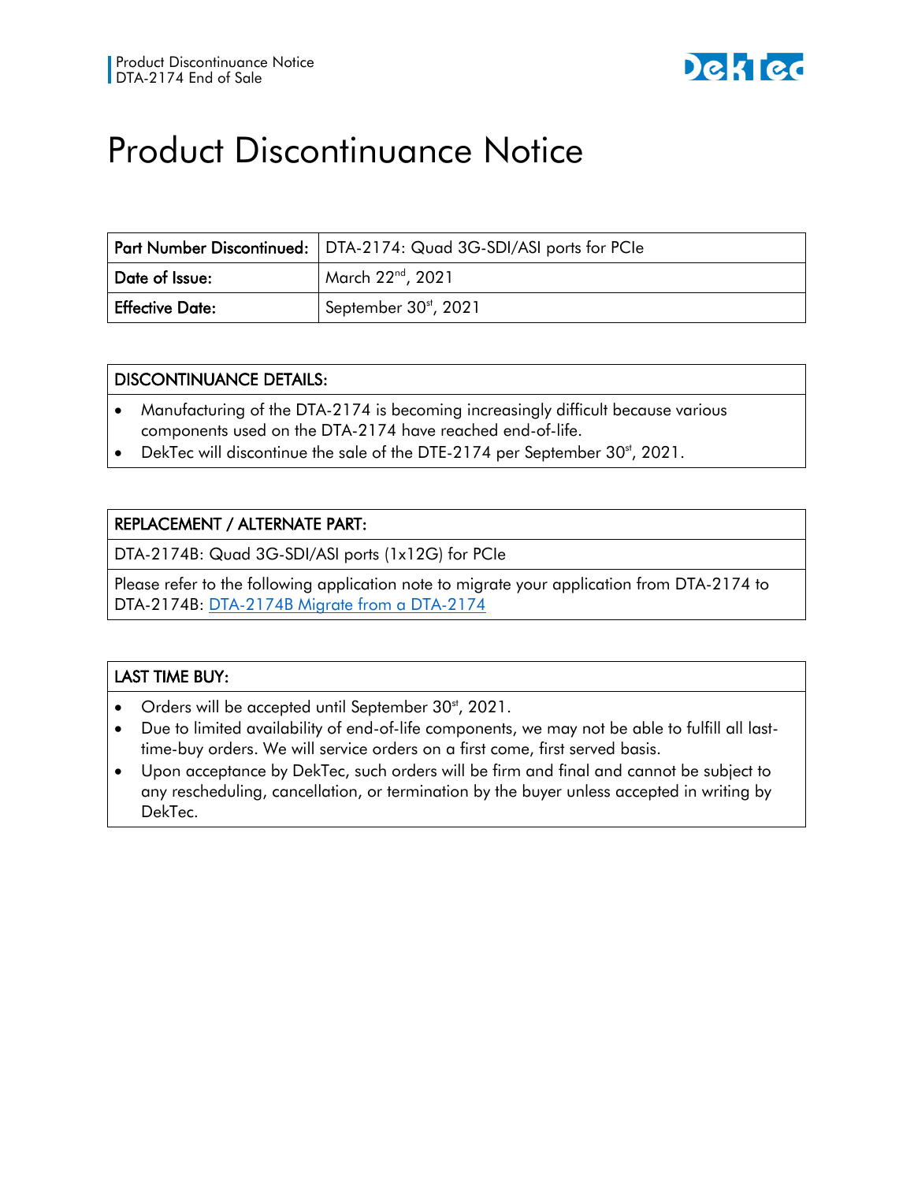# Product Discontinuance Notice

| **Part Number Discontinued:** | DTA-2174: Quad 3G-SDI/ASI ports for PCIe |
|---|---|
| **Date of Issue:** | March 22nd, 2021 |
| **Effective Date:** | September 30st, 2021 |

| **DISCONTINUANCE DETAILS:** |
|---|
| • Manufacturing of the DTA-2174 is becoming increasingly difficult because various components used on the DTA-2174 have reached end-of-life.<br>• DekTec will discontinue the sale of the DTE-2174 per September 30st, 2021. |

| **REPLACEMENT / ALTERNATE PART:** |
|---|
| DTA-2174B: Quad 3G-SDI/ASI ports (1x12G) for PCIe |
| Please refer to the following application note to migrate your application from DTA-2174 to DTA-2174B: [DTA-2174B Migrate from a DTA-2174] |

| **LAST TIME BUY:** |
|---|
| • Orders will be accepted until September 30st, 2021.<br>• Due to limited availability of end-of-life components, we may not be able to fulfill all last-time-buy orders. We will service orders on a first come, first served basis.<br>• Upon acceptance by DekTec, such orders will be firm and final and cannot be subject to any rescheduling, cancellation, or termination by the buyer unless accepted in writing by DekTec. |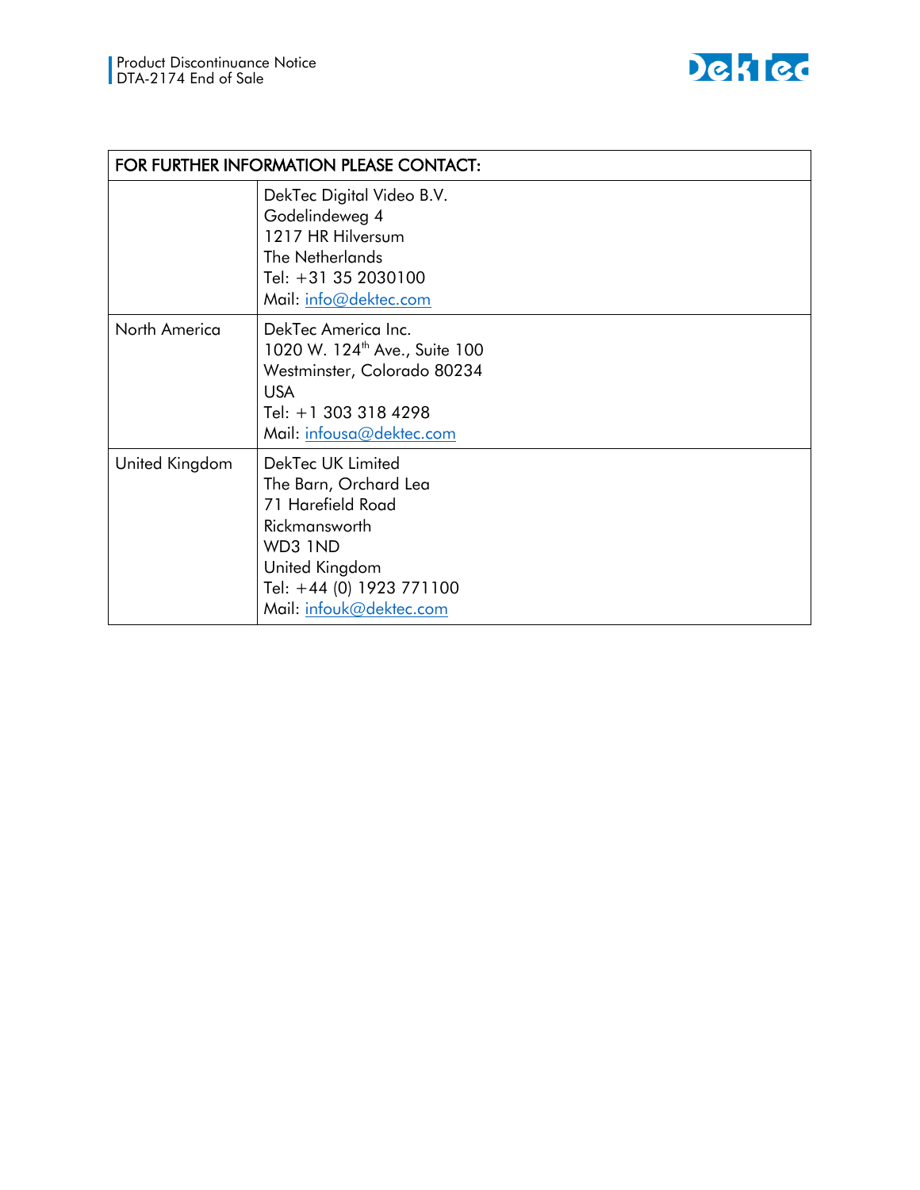| FOR FURTHER INFORMATION PLEASE CONTACT: | |
|---|---|
| | DekTec Digital Video B.V.<br>Godelindeweg 4<br>1217 HR Hilversum<br>The Netherlands<br>Tel: +31 35 2030100<br>Mail: info@dektec.com |
| North America | DekTec America Inc.<br>1020 W. 124th Ave., Suite 100<br>Westminster, Colorado 80234<br>USA<br>Tel: +1 303 318 4298<br>Mail: infousa@dektec.com |
| United Kingdom | DekTec UK Limited<br>The Barn, Orchard Lea<br>71 Harefield Road<br>Rickmansworth<br>WD3 1ND<br>United Kingdom<br>Tel: +44 (0) 1923 771100<br>Mail: infouk@dektec.com |